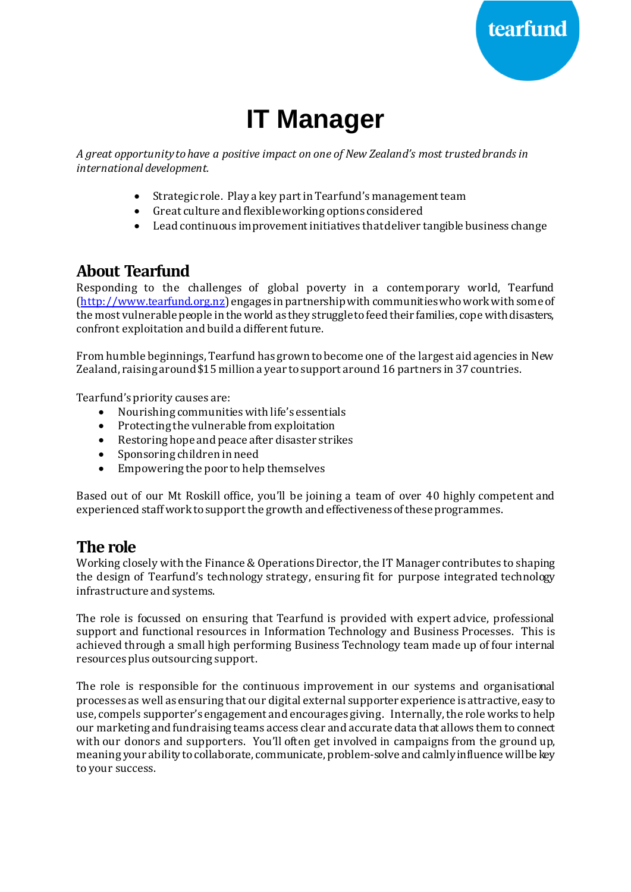# IT Manager

*A great opportunity to have a positive impact on one of New Zealand's most trusted brands in international development.*

- Strategic role. Play a key part in Tearfund's management team
- Great culture and flexible working options considered
- Lead continuous improvement initiatives that deliver tangible business change

## About Tearfund

Responding to the challenges of global poverty in a contemporary world, Tearfund (http://www.tearfund.org.nz) engages in partnership with communities who work with some of the most vulnerable people in the world as they struggle to feed their families, cope with disasters, confront exploitation and build a different future.

From humble beginnings, Tearfund has grown to become one of the largest aid agencies in New Zealand, raising around $15 million a year to support around 16 partners in 37 countries.

Tearfund's priority causes are:

- Nourishing communities with life's essentials
- Protecting the vulnerable from exploitation
- Restoring hope and peace after disaster strikes
- Sponsoring children in need
- Empowering the poor to help themselves

Based out of our Mt Roskill office, you'll be joining a team of over 40 highly competent and experienced staff work to support the growth and effectiveness of these programmes.

## The role

Working closely with the Finance & Operations Director, the IT Manager contributes to shaping the design of Tearfund's technology strategy, ensuring fit for purpose integrated technology infrastructure and systems.

The role is focussed on ensuring that Tearfund is provided with expert advice, professional support and functional resources in Information Technology and Business Processes. This is achieved through a small high performing Business Technology team made up of four internal resources plus outsourcing support.

The role is responsible for the continuous improvement in our systems and organisational processes as well as ensuring that our digital external supporter experience is attractive, easy to use, compels supporter's engagement and encourages giving. Internally, the role works to help our marketing and fundraising teams access clear and accurate data that allows them to connect with our donors and supporters. You'll often get involved in campaigns from the ground up, meaning your ability to collaborate, communicate, problem-solve and calmly influence will be key to your success.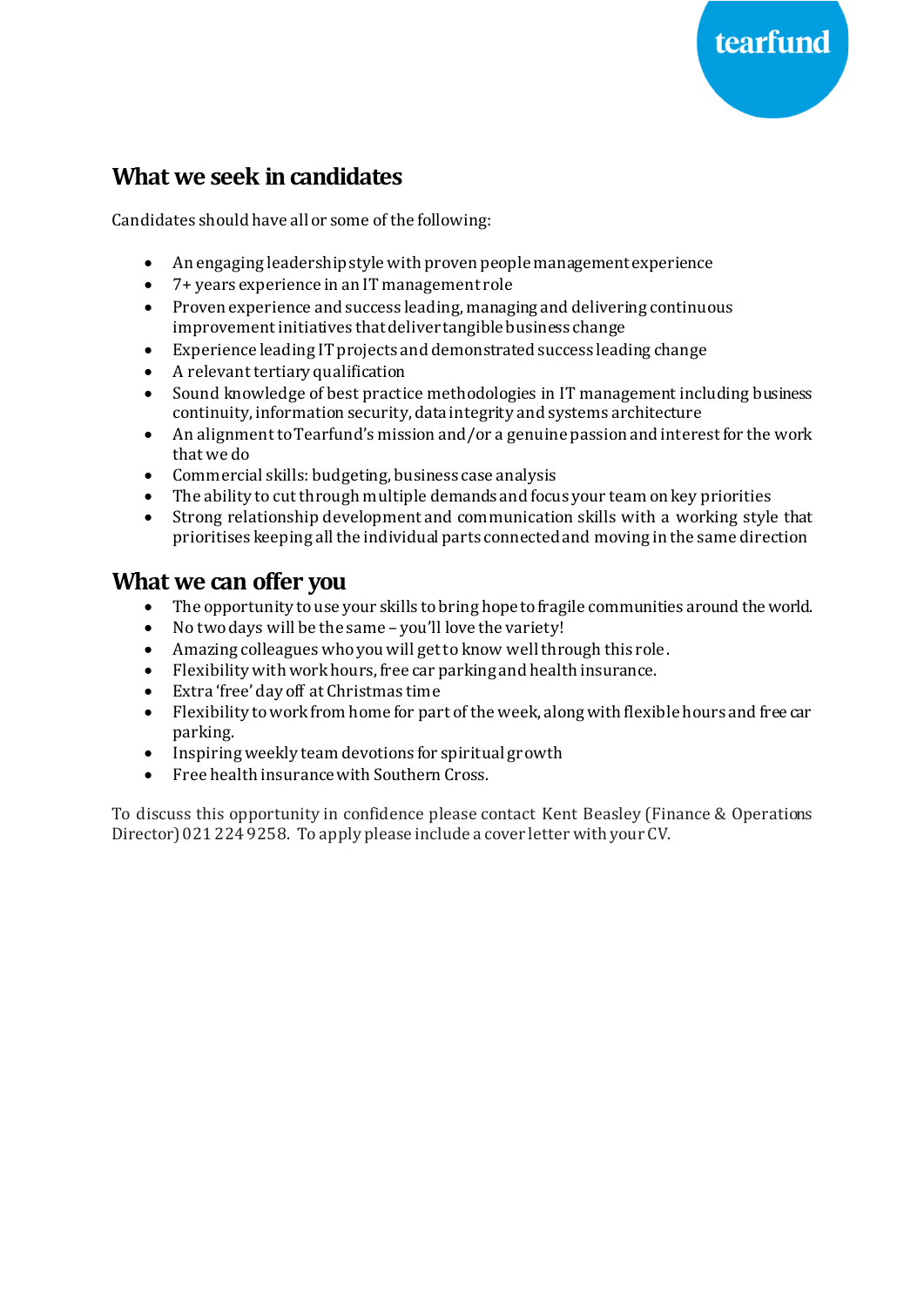## What we seek in candidates

Candidates should have all or some of the following:

- An engaging leadership style with proven people management experience
- 7+ years experience in an IT management role
- Proven experience and success leading, managing and delivering continuous improvement initiatives that deliver tangible business change
- Experience leading IT projects and demonstrated success leading change
- A relevant tertiary qualification
- Sound knowledge of best practice methodologies in IT management including business continuity, information security, data integrity and systems architecture
- An alignment to Tearfund's mission and/or a genuine passion and interest for the work that we do
- Commercial skills: budgeting, business case analysis
- The ability to cut through multiple demands and focus your team on key priorities
- Strong relationship development and communication skills with a working style that prioritises keeping all the individual parts connected and moving in the same direction

## What we can offer you

- The opportunity to use your skills to bring hope to fragile communities around the world.
- No two days will be the same – you'll love the variety!
- Amazing colleagues who you will get to know well through this role.
- Flexibility with work hours, free car parking and health insurance.
- Extra 'free' day off at Christmas time
- Flexibility to work from home for part of the week, along with flexible hours and free car parking.
- Inspiring weekly team devotions for spiritual growth
- Free health insurance with Southern Cross.

To discuss this opportunity in confidence please contact Kent Beasley (Finance & Operations Director) 021 224 9258. To apply please include a cover letter with your CV.